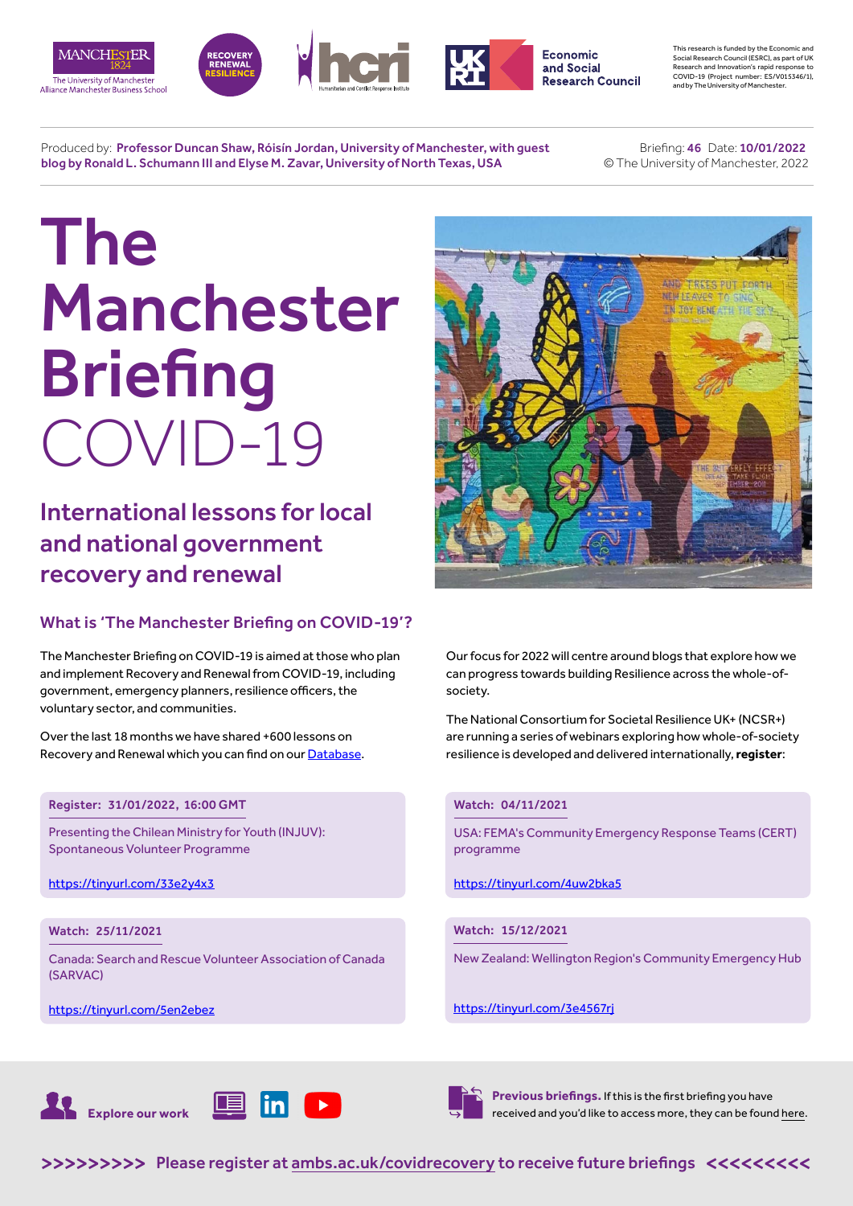This research is funded by the Economic and Social Research Council (ESRC), as part of UK Research and Innovation's rapid response to COVID-19 (Project number: ES/V015346/1), and by The University of Manchester.

Produced by: **Professor Duncan Shaw, Róisín Jordan, University of Manchester, with guest blog by Ronald L. Schumann III and Elyse M. Zavar, University of North Texas, USA**

Briefing: **46** Date: **10/01/2022**
© The University of Manchester, 2022

# The Manchester Briefing COVID-19

## International lessons for local and national government recovery and renewal

### What is 'The Manchester Briefing on COVID-19'?

The Manchester Briefing on COVID-19 is aimed at those who plan and implement Recovery and Renewal from COVID-19, including government, emergency planners, resilience officers, the voluntary sector, and communities.

Over the last 18 months we have shared +600 lessons on Recovery and Renewal which you can find on our Database.

Our focus for 2022 will centre around blogs that explore how we can progress towards building Resilience across the whole-of-society.

The National Consortium for Societal Resilience UK+ (NCSR+) are running a series of webinars exploring how whole-of-society resilience is developed and delivered internationally, **register**:

**Register: 31/01/2022, 16:00 GMT**
Presenting the Chilean Ministry for Youth (INJUV): Spontaneous Volunteer Programme
https://tinyurl.com/33e2y4x3

**Watch: 25/11/2021**
Canada: Search and Rescue Volunteer Association of Canada (SARVAC)
https://tinyurl.com/5en2ebez

**Watch: 04/11/2021**
USA: FEMA's Community Emergency Response Teams (CERT) programme
https://tinyurl.com/4uw2bka5

**Watch: 15/12/2021**
New Zealand: Wellington Region's Community Emergency Hub
https://tinyurl.com/3e4567rj

**Explore our work**

**Previous briefings.** If this is the first briefing you have received and you'd like to access more, they can be found here.

**>>>>>>>>> Please register at ambs.ac.uk/covidrecovery to receive future briefings <<<<<<<<<**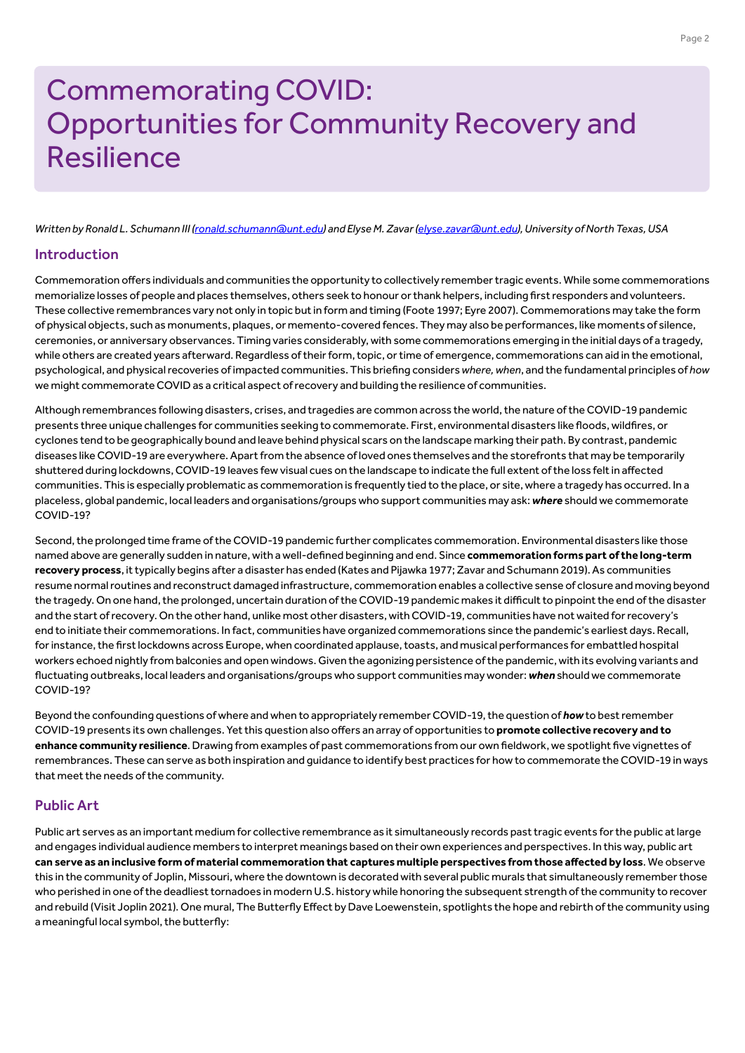# Commemorating COVID: Opportunities for Community Recovery and Resilience

*Written by Ronald L. Schumann III (ronald.schumann@unt.edu) and Elyse M. Zavar (elyse.zavar@unt.edu), University of North Texas, USA*

## Introduction

Commemoration offers individuals and communities the opportunity to collectively remember tragic events. While some commemorations memorialize losses of people and places themselves, others seek to honour or thank helpers, including first responders and volunteers. These collective remembrances vary not only in topic but in form and timing (Foote 1997; Eyre 2007). Commemorations may take the form of physical objects, such as monuments, plaques, or memento-covered fences. They may also be performances, like moments of silence, ceremonies, or anniversary observances. Timing varies considerably, with some commemorations emerging in the initial days of a tragedy, while others are created years afterward. Regardless of their form, topic, or time of emergence, commemorations can aid in the emotional, psychological, and physical recoveries of impacted communities. This briefing considers *where, when*, and the fundamental principles of *how* we might commemorate COVID as a critical aspect of recovery and building the resilience of communities.

Although remembrances following disasters, crises, and tragedies are common across the world, the nature of the COVID-19 pandemic presents three unique challenges for communities seeking to commemorate. First, environmental disasters like floods, wildfires, or cyclones tend to be geographically bound and leave behind physical scars on the landscape marking their path. By contrast, pandemic diseases like COVID-19 are everywhere. Apart from the absence of loved ones themselves and the storefronts that may be temporarily shuttered during lockdowns, COVID-19 leaves few visual cues on the landscape to indicate the full extent of the loss felt in affected communities. This is especially problematic as commemoration is frequently tied to the place, or site, where a tragedy has occurred. In a placeless, global pandemic, local leaders and organisations/groups who support communities may ask: ***where*** should we commemorate COVID-19?

Second, the prolonged time frame of the COVID-19 pandemic further complicates commemoration. Environmental disasters like those named above are generally sudden in nature, with a well-defined beginning and end. Since **commemoration forms part of the long-term recovery process**, it typically begins after a disaster has ended (Kates and Pijawka 1977; Zavar and Schumann 2019). As communities resume normal routines and reconstruct damaged infrastructure, commemoration enables a collective sense of closure and moving beyond the tragedy. On one hand, the prolonged, uncertain duration of the COVID-19 pandemic makes it difficult to pinpoint the end of the disaster and the start of recovery. On the other hand, unlike most other disasters, with COVID-19, communities have not waited for recovery's end to initiate their commemorations. In fact, communities have organized commemorations since the pandemic's earliest days. Recall, for instance, the first lockdowns across Europe, when coordinated applause, toasts, and musical performances for embattled hospital workers echoed nightly from balconies and open windows. Given the agonizing persistence of the pandemic, with its evolving variants and fluctuating outbreaks, local leaders and organisations/groups who support communities may wonder: ***when*** should we commemorate COVID-19?

Beyond the confounding questions of where and when to appropriately remember COVID-19, the question of ***how*** to best remember COVID-19 presents its own challenges. Yet this question also offers an array of opportunities to **promote collective recovery and to enhance community resilience**. Drawing from examples of past commemorations from our own fieldwork, we spotlight five vignettes of remembrances. These can serve as both inspiration and guidance to identify best practices for how to commemorate the COVID-19 in ways that meet the needs of the community.

## Public Art

Public art serves as an important medium for collective remembrance as it simultaneously records past tragic events for the public at large and engages individual audience members to interpret meanings based on their own experiences and perspectives. In this way, public art **can serve as an inclusive form of material commemoration that captures multiple perspectives from those affected by loss**. We observe this in the community of Joplin, Missouri, where the downtown is decorated with several public murals that simultaneously remember those who perished in one of the deadliest tornadoes in modern U.S. history while honoring the subsequent strength of the community to recover and rebuild (Visit Joplin 2021). One mural, The Butterfly Effect by Dave Loewenstein, spotlights the hope and rebirth of the community using a meaningful local symbol, the butterfly: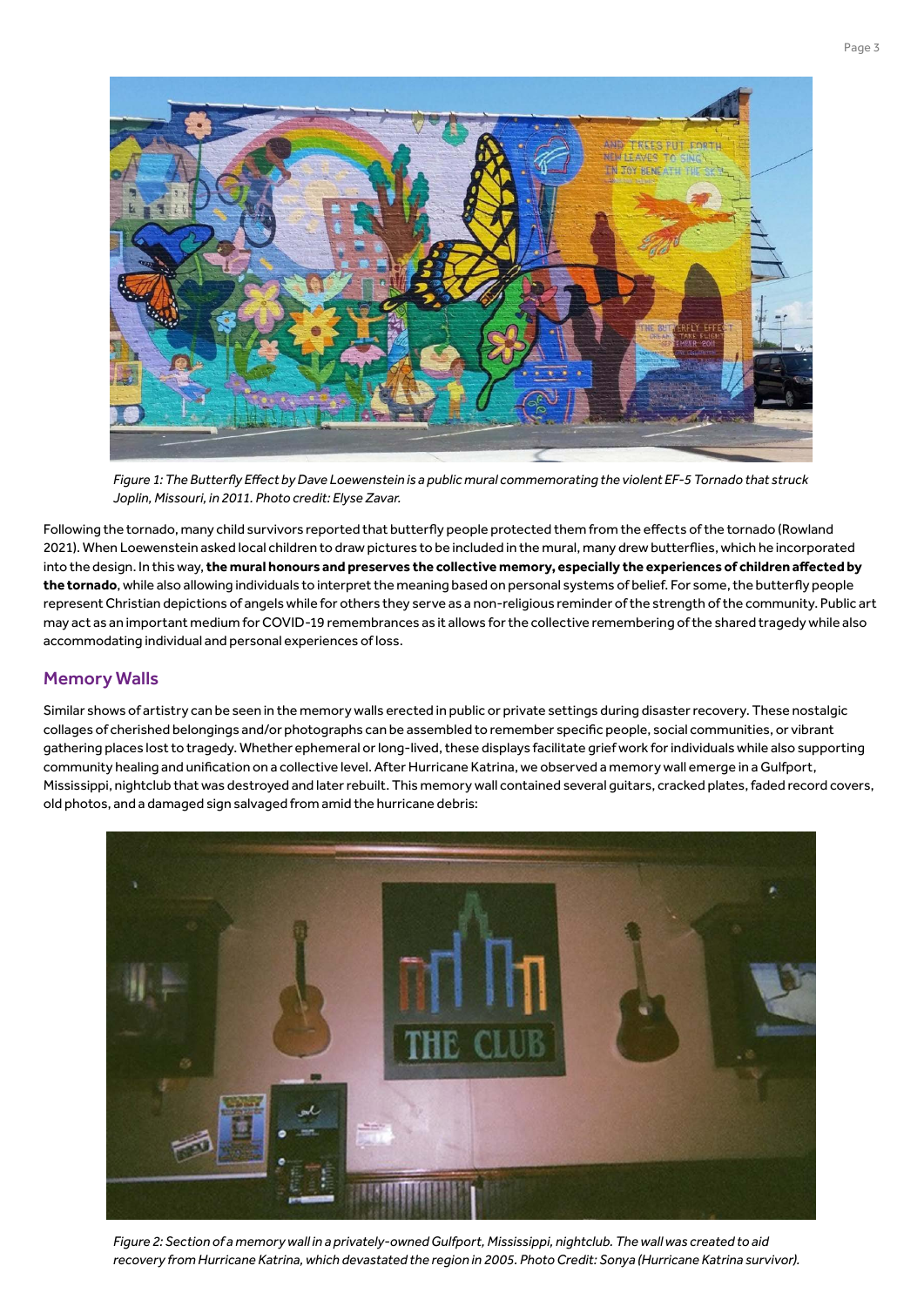*Figure 1: The Butterfly Effect by Dave Loewenstein is a public mural commemorating the violent EF-5 Tornado that struck Joplin, Missouri, in 2011. Photo credit: Elyse Zavar.*

Following the tornado, many child survivors reported that butterfly people protected them from the effects of the tornado (Rowland 2021). When Loewenstein asked local children to draw pictures to be included in the mural, many drew butterflies, which he incorporated into the design. In this way, **the mural honours and preserves the collective memory, especially the experiences of children affected by the tornado**, while also allowing individuals to interpret the meaning based on personal systems of belief. For some, the butterfly people represent Christian depictions of angels while for others they serve as a non-religious reminder of the strength of the community. Public art may act as an important medium for COVID-19 remembrances as it allows for the collective remembering of the shared tragedy while also accommodating individual and personal experiences of loss.

## Memory Walls

Similar shows of artistry can be seen in the memory walls erected in public or private settings during disaster recovery. These nostalgic collages of cherished belongings and/or photographs can be assembled to remember specific people, social communities, or vibrant gathering places lost to tragedy. Whether ephemeral or long-lived, these displays facilitate grief work for individuals while also supporting community healing and unification on a collective level. After Hurricane Katrina, we observed a memory wall emerge in a Gulfport, Mississippi, nightclub that was destroyed and later rebuilt. This memory wall contained several guitars, cracked plates, faded record covers, old photos, and a damaged sign salvaged from amid the hurricane debris:

*Figure 2: Section of a memory wall in a privately-owned Gulfport, Mississippi, nightclub. The wall was created to aid recovery from Hurricane Katrina, which devastated the region in 2005. Photo Credit: Sonya (Hurricane Katrina survivor).*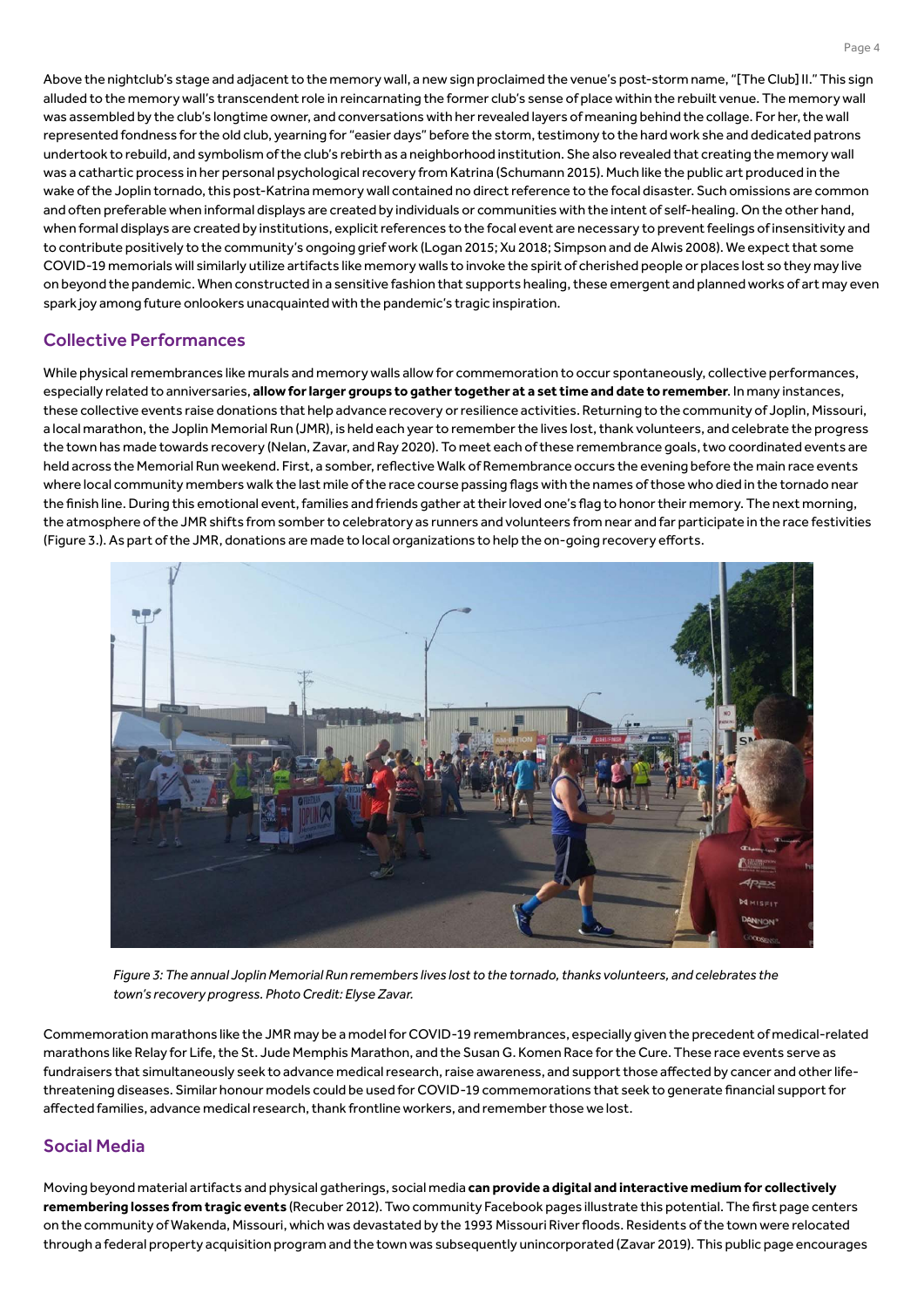Above the nightclub's stage and adjacent to the memory wall, a new sign proclaimed the venue's post-storm name, "[The Club] II." This sign alluded to the memory wall's transcendent role in reincarnating the former club's sense of place within the rebuilt venue. The memory wall was assembled by the club's longtime owner, and conversations with her revealed layers of meaning behind the collage. For her, the wall represented fondness for the old club, yearning for "easier days" before the storm, testimony to the hard work she and dedicated patrons undertook to rebuild, and symbolism of the club's rebirth as a neighborhood institution. She also revealed that creating the memory wall was a cathartic process in her personal psychological recovery from Katrina (Schumann 2015). Much like the public art produced in the wake of the Joplin tornado, this post-Katrina memory wall contained no direct reference to the focal disaster. Such omissions are common and often preferable when informal displays are created by individuals or communities with the intent of self-healing. On the other hand, when formal displays are created by institutions, explicit references to the focal event are necessary to prevent feelings of insensitivity and to contribute positively to the community's ongoing grief work (Logan 2015; Xu 2018; Simpson and de Alwis 2008). We expect that some COVID-19 memorials will similarly utilize artifacts like memory walls to invoke the spirit of cherished people or places lost so they may live on beyond the pandemic. When constructed in a sensitive fashion that supports healing, these emergent and planned works of art may even spark joy among future onlookers unacquainted with the pandemic's tragic inspiration.

## Collective Performances

While physical remembrances like murals and memory walls allow for commemoration to occur spontaneously, collective performances, especially related to anniversaries, **allow for larger groups to gather together at a set time and date to remember**. In many instances, these collective events raise donations that help advance recovery or resilience activities. Returning to the community of Joplin, Missouri, a local marathon, the Joplin Memorial Run (JMR), is held each year to remember the lives lost, thank volunteers, and celebrate the progress the town has made towards recovery (Nelan, Zavar, and Ray 2020). To meet each of these remembrance goals, two coordinated events are held across the Memorial Run weekend. First, a somber, reflective Walk of Remembrance occurs the evening before the main race events where local community members walk the last mile of the race course passing flags with the names of those who died in the tornado near the finish line. During this emotional event, families and friends gather at their loved one's flag to honor their memory. The next morning, the atmosphere of the JMR shifts from somber to celebratory as runners and volunteers from near and far participate in the race festivities (Figure 3.). As part of the JMR, donations are made to local organizations to help the on-going recovery efforts.

*Figure 3: The annual Joplin Memorial Run remembers lives lost to the tornado, thanks volunteers, and celebrates the town's recovery progress. Photo Credit: Elyse Zavar.*

Commemoration marathons like the JMR may be a model for COVID-19 remembrances, especially given the precedent of medical-related marathons like Relay for Life, the St. Jude Memphis Marathon, and the Susan G. Komen Race for the Cure. These race events serve as fundraisers that simultaneously seek to advance medical research, raise awareness, and support those affected by cancer and other life-threatening diseases. Similar honour models could be used for COVID-19 commemorations that seek to generate financial support for affected families, advance medical research, thank frontline workers, and remember those we lost.

## Social Media

Moving beyond material artifacts and physical gatherings, social media **can provide a digital and interactive medium for collectively remembering losses from tragic events** (Recuber 2012). Two community Facebook pages illustrate this potential. The first page centers on the community of Wakenda, Missouri, which was devastated by the 1993 Missouri River floods. Residents of the town were relocated through a federal property acquisition program and the town was subsequently unincorporated (Zavar 2019). This public page encourages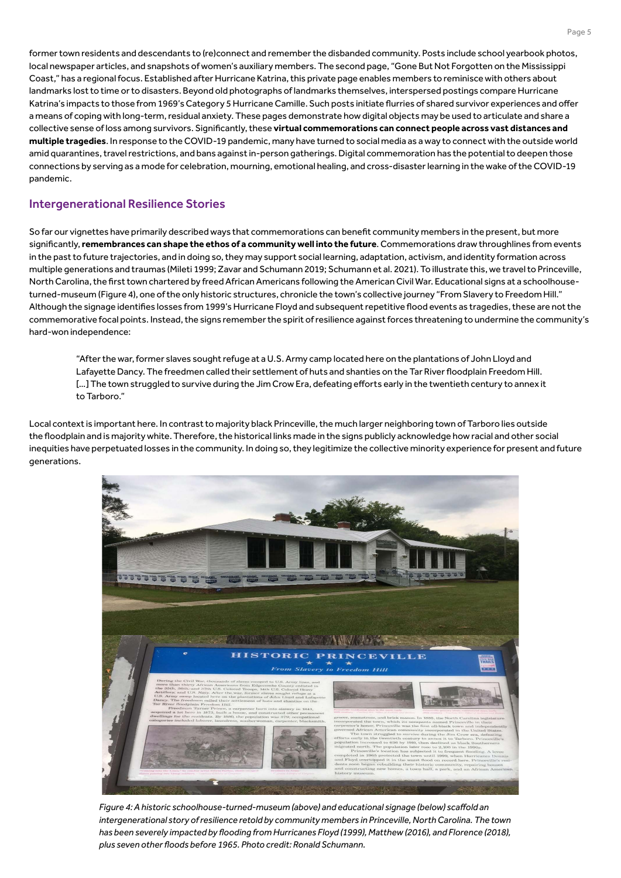former town residents and descendants to (re)connect and remember the disbanded community. Posts include school yearbook photos, local newspaper articles, and snapshots of women's auxiliary members. The second page, "Gone But Not Forgotten on the Mississippi Coast," has a regional focus. Established after Hurricane Katrina, this private page enables members to reminisce with others about landmarks lost to time or to disasters. Beyond old photographs of landmarks themselves, interspersed postings compare Hurricane Katrina's impacts to those from 1969's Category 5 Hurricane Camille. Such posts initiate flurries of shared survivor experiences and offer a means of coping with long-term, residual anxiety. These pages demonstrate how digital objects may be used to articulate and share a collective sense of loss among survivors. Significantly, these **virtual commemorations can connect people across vast distances and multiple tragedies**. In response to the COVID-19 pandemic, many have turned to social media as a way to connect with the outside world amid quarantines, travel restrictions, and bans against in-person gatherings. Digital commemoration has the potential to deepen those connections by serving as a mode for celebration, mourning, emotional healing, and cross-disaster learning in the wake of the COVID-19 pandemic.

## Intergenerational Resilience Stories

So far our vignettes have primarily described ways that commemorations can benefit community members in the present, but more significantly, **remembrances can shape the ethos of a community well into the future**. Commemorations draw throughlines from events in the past to future trajectories, and in doing so, they may support social learning, adaptation, activism, and identity formation across multiple generations and traumas (Mileti 1999; Zavar and Schumann 2019; Schumann et al. 2021). To illustrate this, we travel to Princeville, North Carolina, the first town chartered by freed African Americans following the American Civil War. Educational signs at a schoolhouse-turned-museum (Figure 4), one of the only historic structures, chronicle the town's collective journey "From Slavery to Freedom Hill." Although the signage identifies losses from 1999's Hurricane Floyd and subsequent repetitive flood events as tragedies, these are not the commemorative focal points. Instead, the signs remember the spirit of resilience against forces threatening to undermine the community's hard-won independence:

> "After the war, former slaves sought refuge at a U.S. Army camp located here on the plantations of John Lloyd and Lafayette Dancy. The freedmen called their settlement of huts and shanties on the Tar River floodplain Freedom Hill. [...] The town struggled to survive during the Jim Crow Era, defeating efforts early in the twentieth century to annex it to Tarboro."

Local context is important here. In contrast to majority black Princeville, the much larger neighboring town of Tarboro lies outside the floodplain and is majority white. Therefore, the historical links made in the signs publicly acknowledge how racial and other social inequities have perpetuated losses in the community. In doing so, they legitimize the collective minority experience for present and future generations.

*Figure 4: A historic schoolhouse-turned-museum (above) and educational signage (below) scaffold an intergenerational story of resilience retold by community members in Princeville, North Carolina. The town has been severely impacted by flooding from Hurricanes Floyd (1999), Matthew (2016), and Florence (2018), plus seven other floods before 1965. Photo credit: Ronald Schumann.*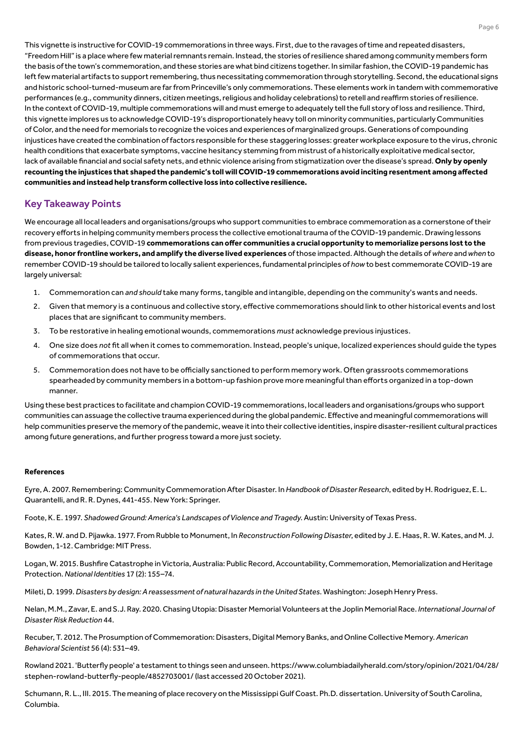This vignette is instructive for COVID-19 commemorations in three ways. First, due to the ravages of time and repeated disasters, "Freedom Hill" is a place where few material remnants remain. Instead, the stories of resilience shared among community members form the basis of the town's commemoration, and these stories are what bind citizens together. In similar fashion, the COVID-19 pandemic has left few material artifacts to support remembering, thus necessitating commemoration through storytelling. Second, the educational signs and historic school-turned-museum are far from Princeville's only commemorations. These elements work in tandem with commemorative performances (e.g., community dinners, citizen meetings, religious and holiday celebrations) to retell and reaffirm stories of resilience. In the context of COVID-19, multiple commemorations will and must emerge to adequately tell the full story of loss and resilience. Third, this vignette implores us to acknowledge COVID-19's disproportionately heavy toll on minority communities, particularly Communities of Color, and the need for memorials to recognize the voices and experiences of marginalized groups. Generations of compounding injustices have created the combination of factors responsible for these staggering losses: greater workplace exposure to the virus, chronic health conditions that exacerbate symptoms, vaccine hesitancy stemming from mistrust of a historically exploitative medical sector, lack of available financial and social safety nets, and ethnic violence arising from stigmatization over the disease's spread. **Only by openly recounting the injustices that shaped the pandemic's toll will COVID-19 commemorations avoid inciting resentment among affected communities and instead help transform collective loss into collective resilience.**

## Key Takeaway Points

We encourage all local leaders and organisations/groups who support communities to embrace commemoration as a cornerstone of their recovery efforts in helping community members process the collective emotional trauma of the COVID-19 pandemic. Drawing lessons from previous tragedies, COVID-19 **commemorations can offer communities a crucial opportunity to memorialize persons lost to the disease, honor frontline workers, and amplify the diverse lived experiences** of those impacted. Although the details of *where* and *when* to remember COVID-19 should be tailored to locally salient experiences, fundamental principles of *how* to best commemorate COVID-19 are largely universal:

1. Commemoration can *and should* take many forms, tangible and intangible, depending on the community's wants and needs.
2. Given that memory is a continuous and collective story, effective commemorations should link to other historical events and lost places that are significant to community members.
3. To be restorative in healing emotional wounds, commemorations *must* acknowledge previous injustices.
4. One size does *not* fit all when it comes to commemoration. Instead, people's unique, localized experiences should guide the types of commemorations that occur.
5. Commemoration does not have to be officially sanctioned to perform memory work. Often grassroots commemorations spearheaded by community members in a bottom-up fashion prove more meaningful than efforts organized in a top-down manner.

Using these best practices to facilitate and champion COVID-19 commemorations, local leaders and organisations/groups who support communities can assuage the collective trauma experienced during the global pandemic. Effective and meaningful commemorations will help communities preserve the memory of the pandemic, weave it into their collective identities, inspire disaster-resilient cultural practices among future generations, and further progress toward a more just society.

**References**

Eyre, A. 2007. Remembering: Community Commemoration After Disaster. In *Handbook of Disaster Research*, edited by H. Rodriguez, E. L. Quarantelli, and R. R. Dynes, 441-455. New York: Springer.

Foote, K. E. 1997. *Shadowed Ground: America's Landscapes of Violence and Tragedy*. Austin: University of Texas Press.

Kates, R. W. and D. Pijawka. 1977. From Rubble to Monument, In *Reconstruction Following Disaster*, edited by J. E. Haas, R. W. Kates, and M. J. Bowden, 1-12. Cambridge: MIT Press.

Logan, W. 2015. Bushfire Catastrophe in Victoria, Australia: Public Record, Accountability, Commemoration, Memorialization and Heritage Protection. *National Identities* 17 (2): 155–74.

Mileti, D. 1999. *Disasters by design: A reassessment of natural hazards in the United States*. Washington: Joseph Henry Press.

Nelan, M.M., Zavar, E. and S.J. Ray. 2020. Chasing Utopia: Disaster Memorial Volunteers at the Joplin Memorial Race. *International Journal of Disaster Risk Reduction* 44.

Recuber, T. 2012. The Prosumption of Commemoration: Disasters, Digital Memory Banks, and Online Collective Memory. *American Behavioral Scientist* 56 (4): 531–49.

Rowland 2021. 'Butterfly people' a testament to things seen and unseen. https://www.columbiadailyherald.com/story/opinion/2021/04/28/stephen-rowland-butterfly-people/4852703001/ (last accessed 20 October 2021).

Schumann, R. L., III. 2015. The meaning of place recovery on the Mississippi Gulf Coast. Ph.D. dissertation. University of South Carolina, Columbia.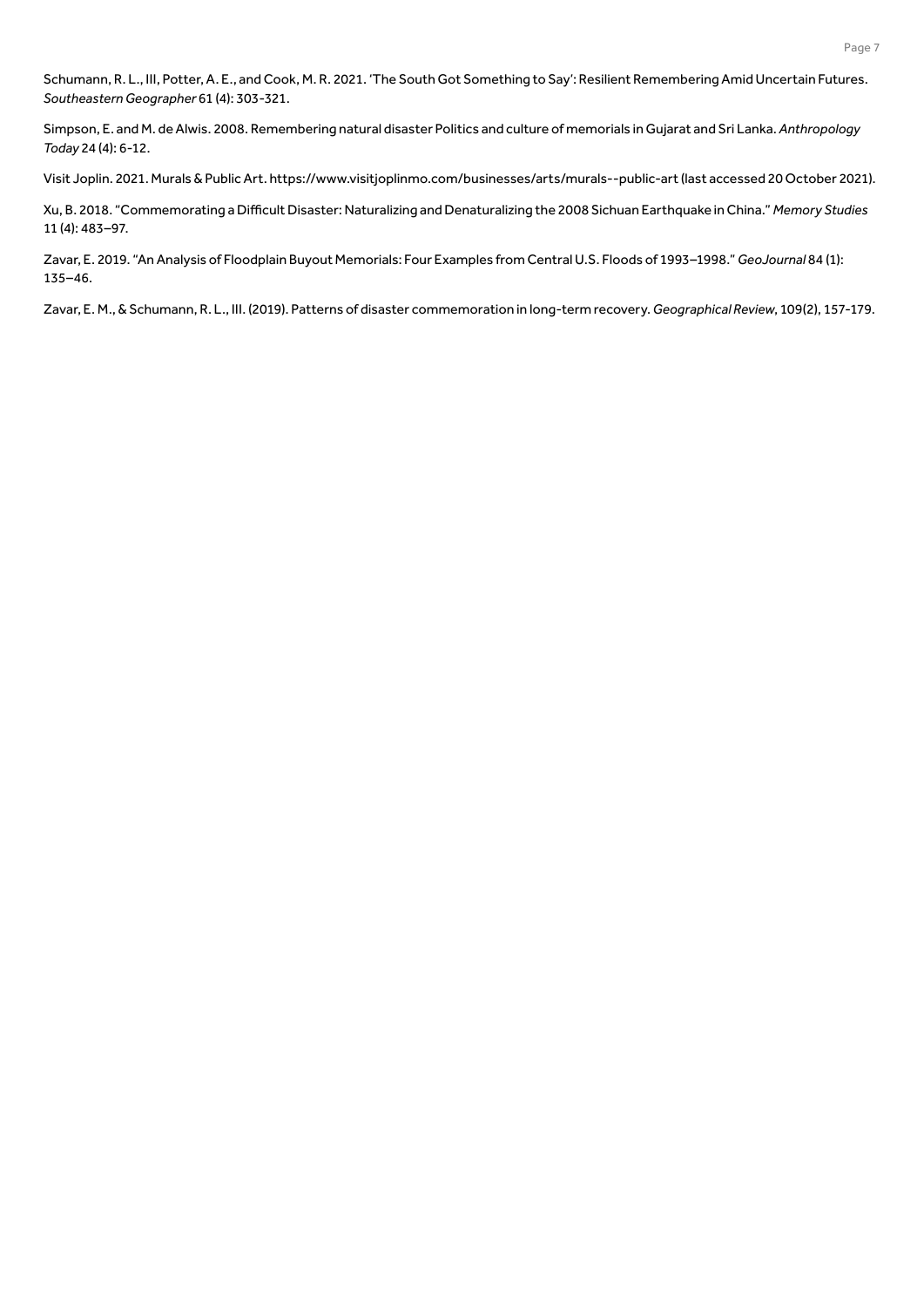Schumann, R. L., III, Potter, A. E., and Cook, M. R. 2021. 'The South Got Something to Say': Resilient Remembering Amid Uncertain Futures. *Southeastern Geographer* 61 (4): 303-321.

Simpson, E. and M. de Alwis. 2008. Remembering natural disaster Politics and culture of memorials in Gujarat and Sri Lanka. *Anthropology Today* 24 (4): 6-12.

Visit Joplin. 2021. Murals & Public Art. https://www.visitjoplinmo.com/businesses/arts/murals--public-art (last accessed 20 October 2021).

Xu, B. 2018. "Commemorating a Difficult Disaster: Naturalizing and Denaturalizing the 2008 Sichuan Earthquake in China." *Memory Studies* 11 (4): 483–97.

Zavar, E. 2019. "An Analysis of Floodplain Buyout Memorials: Four Examples from Central U.S. Floods of 1993–1998." *GeoJournal* 84 (1): 135–46.

Zavar, E. M., & Schumann, R. L., III. (2019). Patterns of disaster commemoration in long-term recovery. *Geographical Review*, 109(2), 157-179.